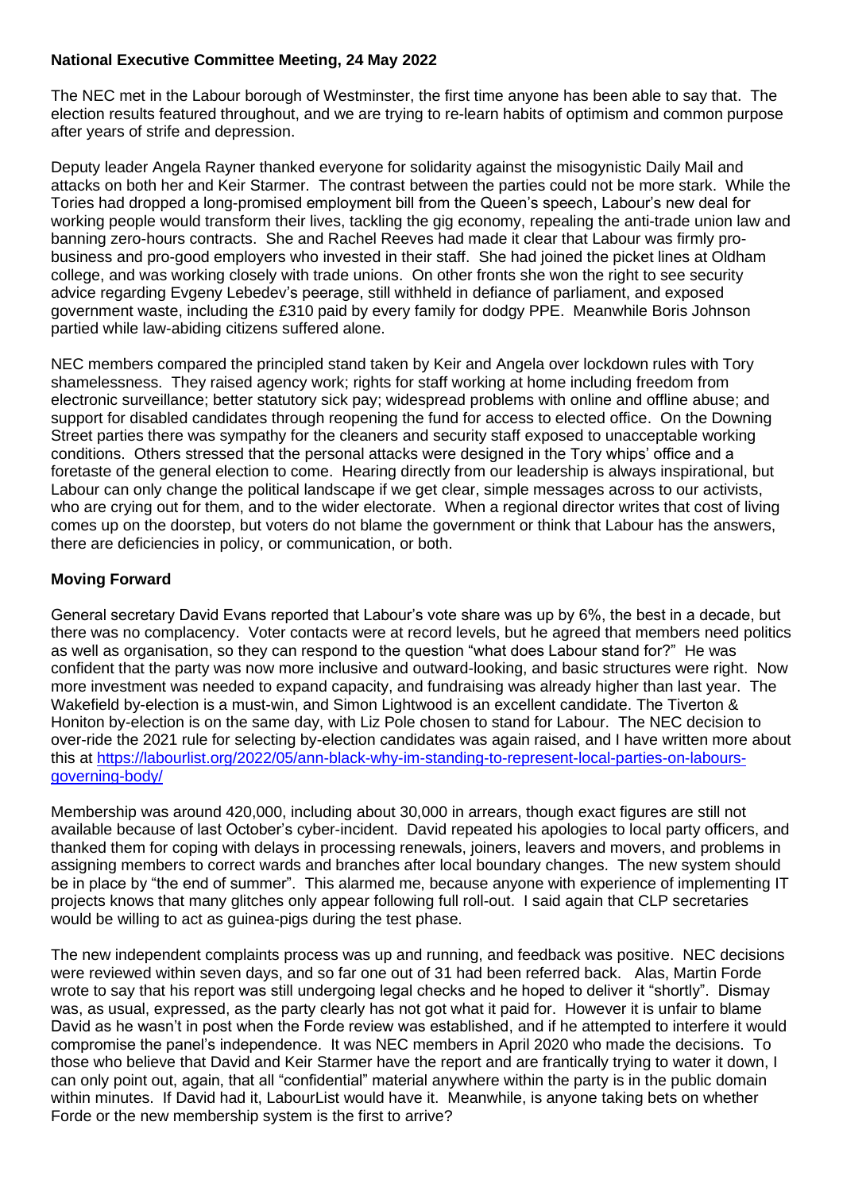**National Executive Committee Meeting, 24 May 2022**

The NEC met in the Labour borough of Westminster, the first time anyone has been able to say that. The election results featured throughout, and we are trying to re-learn habits of optimism and common purpose after years of strife and depression.

Deputy leader Angela Rayner thanked everyone for solidarity against the misogynistic Daily Mail and attacks on both her and Keir Starmer. The contrast between the parties could not be more stark. While the Tories had dropped a long-promised employment bill from the Queen's speech, Labour's new deal for working people would transform their lives, tackling the gig economy, repealing the anti-trade union law and banning zero-hours contracts. She and Rachel Reeves had made it clear that Labour was firmly pro-business and pro-good employers who invested in their staff. She had joined the picket lines at Oldham college, and was working closely with trade unions. On other fronts she won the right to see security advice regarding Evgeny Lebedev's peerage, still withheld in defiance of parliament, and exposed government waste, including the £310 paid by every family for dodgy PPE. Meanwhile Boris Johnson partied while law-abiding citizens suffered alone.

NEC members compared the principled stand taken by Keir and Angela over lockdown rules with Tory shamelessness. They raised agency work; rights for staff working at home including freedom from electronic surveillance; better statutory sick pay; widespread problems with online and offline abuse; and support for disabled candidates through reopening the fund for access to elected office. On the Downing Street parties there was sympathy for the cleaners and security staff exposed to unacceptable working conditions. Others stressed that the personal attacks were designed in the Tory whips' office and a foretaste of the general election to come. Hearing directly from our leadership is always inspirational, but Labour can only change the political landscape if we get clear, simple messages across to our activists, who are crying out for them, and to the wider electorate. When a regional director writes that cost of living comes up on the doorstep, but voters do not blame the government or think that Labour has the answers, there are deficiencies in policy, or communication, or both.

**Moving Forward**

General secretary David Evans reported that Labour's vote share was up by 6%, the best in a decade, but there was no complacency. Voter contacts were at record levels, but he agreed that members need politics as well as organisation, so they can respond to the question "what does Labour stand for?" He was confident that the party was now more inclusive and outward-looking, and basic structures were right. Now more investment was needed to expand capacity, and fundraising was already higher than last year. The Wakefield by-election is a must-win, and Simon Lightwood is an excellent candidate. The Tiverton & Honiton by-election is on the same day, with Liz Pole chosen to stand for Labour. The NEC decision to over-ride the 2021 rule for selecting by-election candidates was again raised, and I have written more about this at https://labourlist.org/2022/05/ann-black-why-im-standing-to-represent-local-parties-on-labours-governing-body/

Membership was around 420,000, including about 30,000 in arrears, though exact figures are still not available because of last October's cyber-incident. David repeated his apologies to local party officers, and thanked them for coping with delays in processing renewals, joiners, leavers and movers, and problems in assigning members to correct wards and branches after local boundary changes. The new system should be in place by "the end of summer". This alarmed me, because anyone with experience of implementing IT projects knows that many glitches only appear following full roll-out. I said again that CLP secretaries would be willing to act as guinea-pigs during the test phase.

The new independent complaints process was up and running, and feedback was positive. NEC decisions were reviewed within seven days, and so far one out of 31 had been referred back. Alas, Martin Forde wrote to say that his report was still undergoing legal checks and he hoped to deliver it "shortly". Dismay was, as usual, expressed, as the party clearly has not got what it paid for. However it is unfair to blame David as he wasn't in post when the Forde review was established, and if he attempted to interfere it would compromise the panel's independence. It was NEC members in April 2020 who made the decisions. To those who believe that David and Keir Starmer have the report and are frantically trying to water it down, I can only point out, again, that all "confidential" material anywhere within the party is in the public domain within minutes. If David had it, LabourList would have it. Meanwhile, is anyone taking bets on whether Forde or the new membership system is the first to arrive?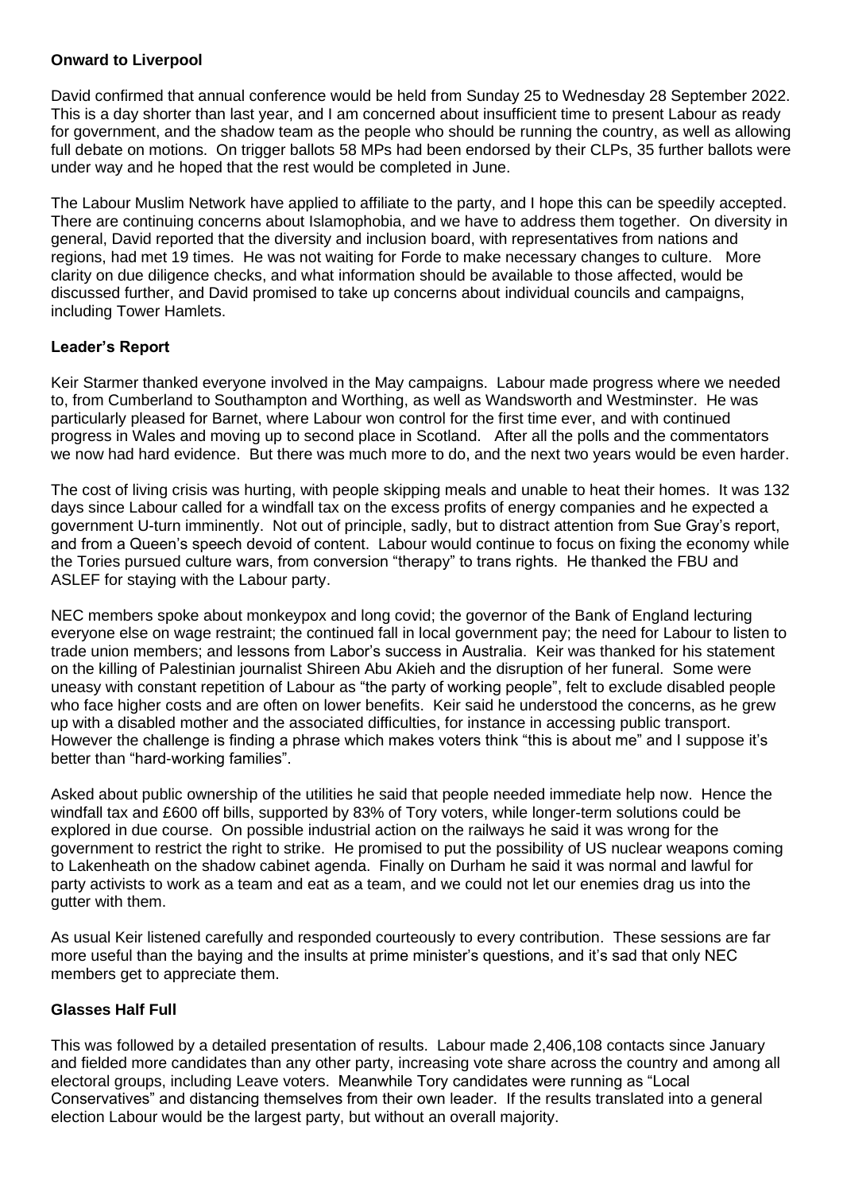**Onward to Liverpool**

David confirmed that annual conference would be held from Sunday 25 to Wednesday 28 September 2022. This is a day shorter than last year, and I am concerned about insufficient time to present Labour as ready for government, and the shadow team as the people who should be running the country, as well as allowing full debate on motions. On trigger ballots 58 MPs had been endorsed by their CLPs, 35 further ballots were under way and he hoped that the rest would be completed in June.

The Labour Muslim Network have applied to affiliate to the party, and I hope this can be speedily accepted. There are continuing concerns about Islamophobia, and we have to address them together. On diversity in general, David reported that the diversity and inclusion board, with representatives from nations and regions, had met 19 times. He was not waiting for Forde to make necessary changes to culture. More clarity on due diligence checks, and what information should be available to those affected, would be discussed further, and David promised to take up concerns about individual councils and campaigns, including Tower Hamlets.

**Leader's Report**

Keir Starmer thanked everyone involved in the May campaigns. Labour made progress where we needed to, from Cumberland to Southampton and Worthing, as well as Wandsworth and Westminster. He was particularly pleased for Barnet, where Labour won control for the first time ever, and with continued progress in Wales and moving up to second place in Scotland. After all the polls and the commentators we now had hard evidence. But there was much more to do, and the next two years would be even harder.

The cost of living crisis was hurting, with people skipping meals and unable to heat their homes. It was 132 days since Labour called for a windfall tax on the excess profits of energy companies and he expected a government U-turn imminently. Not out of principle, sadly, but to distract attention from Sue Gray's report, and from a Queen's speech devoid of content. Labour would continue to focus on fixing the economy while the Tories pursued culture wars, from conversion "therapy" to trans rights. He thanked the FBU and ASLEF for staying with the Labour party.

NEC members spoke about monkeypox and long covid; the governor of the Bank of England lecturing everyone else on wage restraint; the continued fall in local government pay; the need for Labour to listen to trade union members; and lessons from Labor's success in Australia. Keir was thanked for his statement on the killing of Palestinian journalist Shireen Abu Akieh and the disruption of her funeral. Some were uneasy with constant repetition of Labour as "the party of working people", felt to exclude disabled people who face higher costs and are often on lower benefits. Keir said he understood the concerns, as he grew up with a disabled mother and the associated difficulties, for instance in accessing public transport. However the challenge is finding a phrase which makes voters think "this is about me" and I suppose it's better than "hard-working families".

Asked about public ownership of the utilities he said that people needed immediate help now. Hence the windfall tax and £600 off bills, supported by 83% of Tory voters, while longer-term solutions could be explored in due course. On possible industrial action on the railways he said it was wrong for the government to restrict the right to strike. He promised to put the possibility of US nuclear weapons coming to Lakenheath on the shadow cabinet agenda. Finally on Durham he said it was normal and lawful for party activists to work as a team and eat as a team, and we could not let our enemies drag us into the gutter with them.

As usual Keir listened carefully and responded courteously to every contribution. These sessions are far more useful than the baying and the insults at prime minister's questions, and it's sad that only NEC members get to appreciate them.

**Glasses Half Full**

This was followed by a detailed presentation of results. Labour made 2,406,108 contacts since January and fielded more candidates than any other party, increasing vote share across the country and among all electoral groups, including Leave voters. Meanwhile Tory candidates were running as "Local Conservatives" and distancing themselves from their own leader. If the results translated into a general election Labour would be the largest party, but without an overall majority.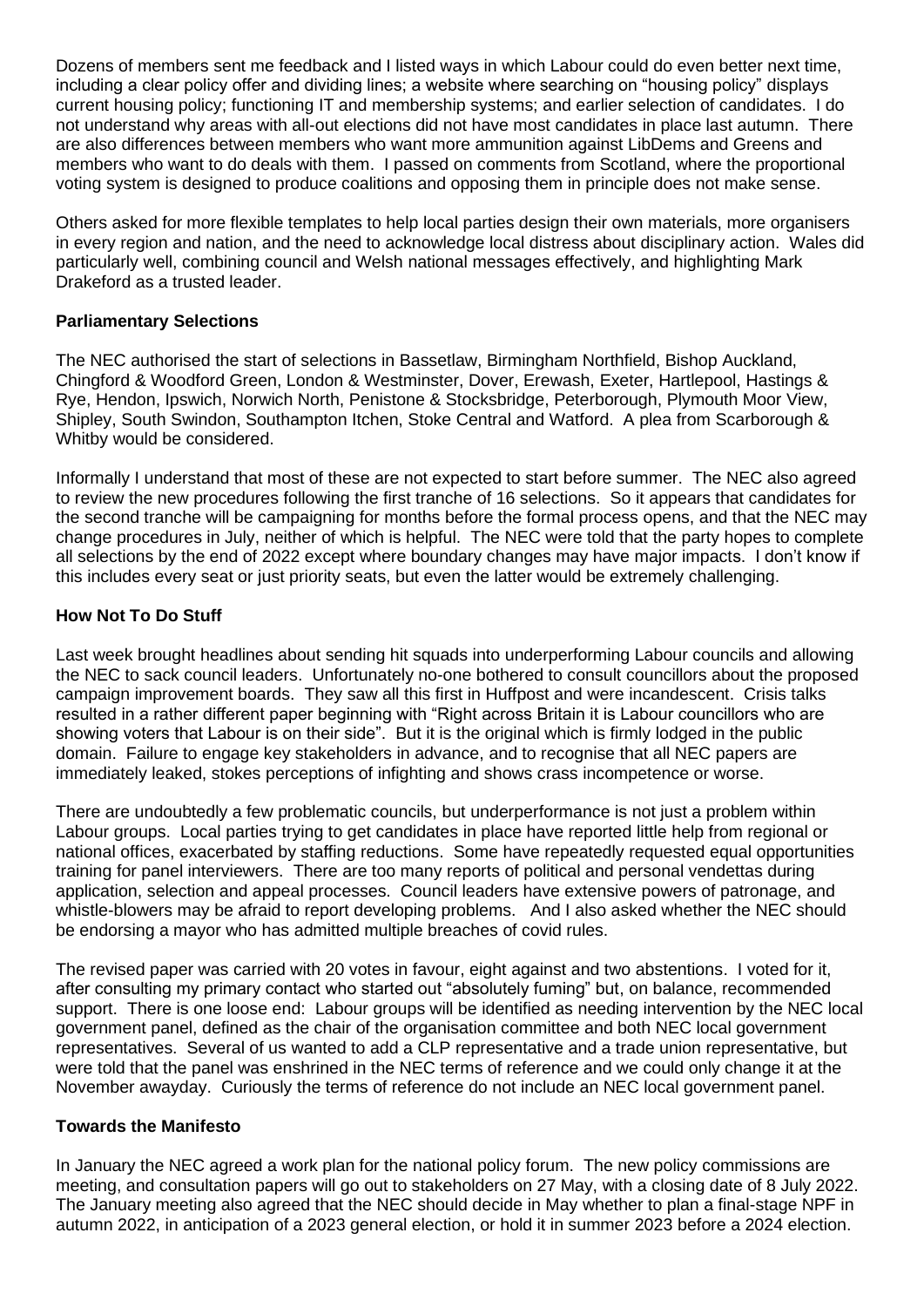Dozens of members sent me feedback and I listed ways in which Labour could do even better next time, including a clear policy offer and dividing lines; a website where searching on "housing policy" displays current housing policy; functioning IT and membership systems; and earlier selection of candidates. I do not understand why areas with all-out elections did not have most candidates in place last autumn. There are also differences between members who want more ammunition against LibDems and Greens and members who want to do deals with them. I passed on comments from Scotland, where the proportional voting system is designed to produce coalitions and opposing them in principle does not make sense.

Others asked for more flexible templates to help local parties design their own materials, more organisers in every region and nation, and the need to acknowledge local distress about disciplinary action. Wales did particularly well, combining council and Welsh national messages effectively, and highlighting Mark Drakeford as a trusted leader.

**Parliamentary Selections**

The NEC authorised the start of selections in Bassetlaw, Birmingham Northfield, Bishop Auckland, Chingford & Woodford Green, London & Westminster, Dover, Erewash, Exeter, Hartlepool, Hastings & Rye, Hendon, Ipswich, Norwich North, Penistone & Stocksbridge, Peterborough, Plymouth Moor View, Shipley, South Swindon, Southampton Itchen, Stoke Central and Watford. A plea from Scarborough & Whitby would be considered.

Informally I understand that most of these are not expected to start before summer. The NEC also agreed to review the new procedures following the first tranche of 16 selections. So it appears that candidates for the second tranche will be campaigning for months before the formal process opens, and that the NEC may change procedures in July, neither of which is helpful. The NEC were told that the party hopes to complete all selections by the end of 2022 except where boundary changes may have major impacts. I don't know if this includes every seat or just priority seats, but even the latter would be extremely challenging.

**How Not To Do Stuff**

Last week brought headlines about sending hit squads into underperforming Labour councils and allowing the NEC to sack council leaders. Unfortunately no-one bothered to consult councillors about the proposed campaign improvement boards. They saw all this first in Huffpost and were incandescent. Crisis talks resulted in a rather different paper beginning with "Right across Britain it is Labour councillors who are showing voters that Labour is on their side". But it is the original which is firmly lodged in the public domain. Failure to engage key stakeholders in advance, and to recognise that all NEC papers are immediately leaked, stokes perceptions of infighting and shows crass incompetence or worse.

There are undoubtedly a few problematic councils, but underperformance is not just a problem within Labour groups. Local parties trying to get candidates in place have reported little help from regional or national offices, exacerbated by staffing reductions. Some have repeatedly requested equal opportunities training for panel interviewers. There are too many reports of political and personal vendettas during application, selection and appeal processes. Council leaders have extensive powers of patronage, and whistle-blowers may be afraid to report developing problems. And I also asked whether the NEC should be endorsing a mayor who has admitted multiple breaches of covid rules.

The revised paper was carried with 20 votes in favour, eight against and two abstentions. I voted for it, after consulting my primary contact who started out "absolutely fuming" but, on balance, recommended support. There is one loose end: Labour groups will be identified as needing intervention by the NEC local government panel, defined as the chair of the organisation committee and both NEC local government representatives. Several of us wanted to add a CLP representative and a trade union representative, but were told that the panel was enshrined in the NEC terms of reference and we could only change it at the November awayday. Curiously the terms of reference do not include an NEC local government panel.

**Towards the Manifesto**

In January the NEC agreed a work plan for the national policy forum. The new policy commissions are meeting, and consultation papers will go out to stakeholders on 27 May, with a closing date of 8 July 2022. The January meeting also agreed that the NEC should decide in May whether to plan a final-stage NPF in autumn 2022, in anticipation of a 2023 general election, or hold it in summer 2023 before a 2024 election.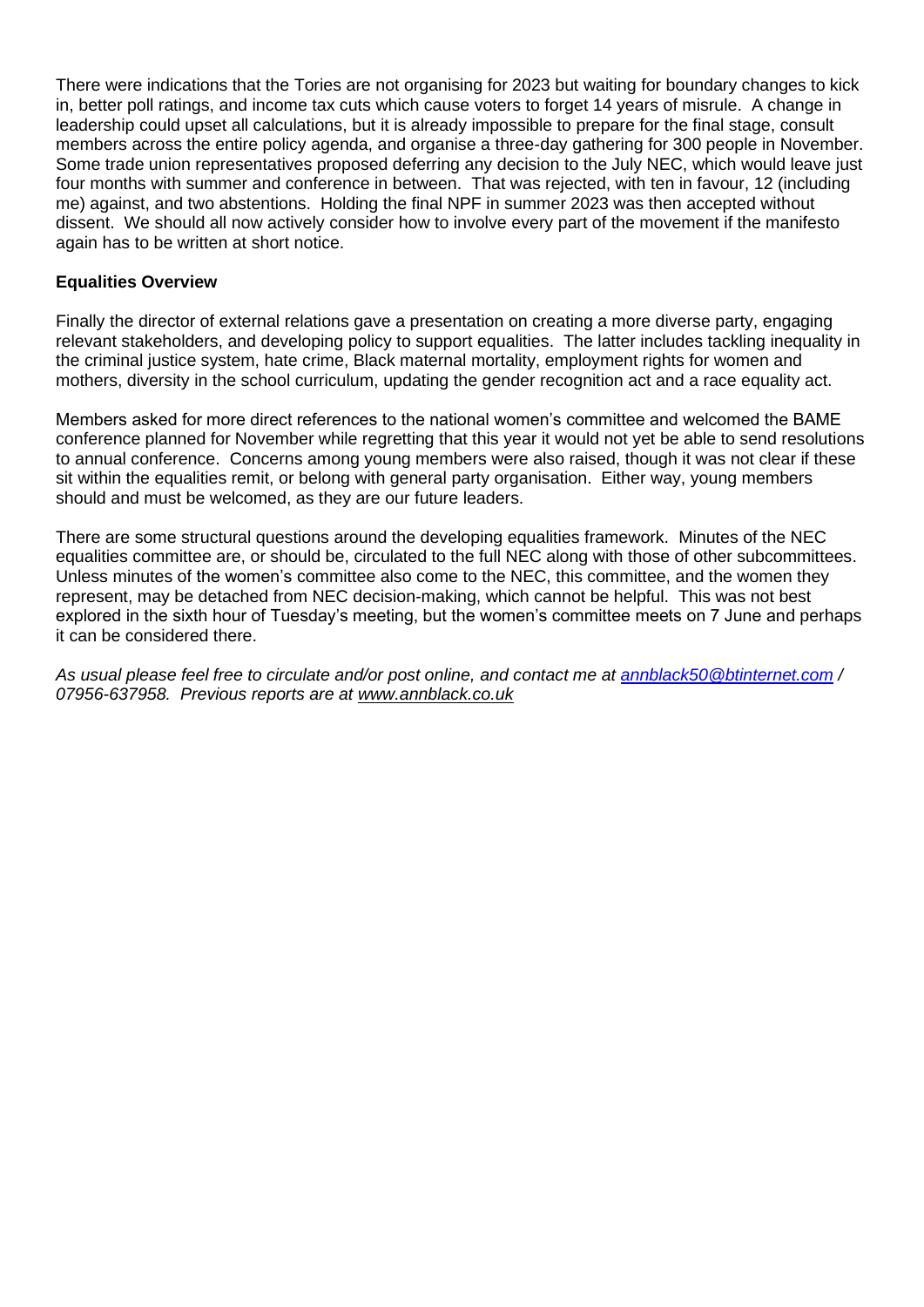There were indications that the Tories are not organising for 2023 but waiting for boundary changes to kick in, better poll ratings, and income tax cuts which cause voters to forget 14 years of misrule. A change in leadership could upset all calculations, but it is already impossible to prepare for the final stage, consult members across the entire policy agenda, and organise a three-day gathering for 300 people in November. Some trade union representatives proposed deferring any decision to the July NEC, which would leave just four months with summer and conference in between. That was rejected, with ten in favour, 12 (including me) against, and two abstentions. Holding the final NPF in summer 2023 was then accepted without dissent. We should all now actively consider how to involve every part of the movement if the manifesto again has to be written at short notice.

**Equalities Overview**

Finally the director of external relations gave a presentation on creating a more diverse party, engaging relevant stakeholders, and developing policy to support equalities. The latter includes tackling inequality in the criminal justice system, hate crime, Black maternal mortality, employment rights for women and mothers, diversity in the school curriculum, updating the gender recognition act and a race equality act.

Members asked for more direct references to the national women's committee and welcomed the BAME conference planned for November while regretting that this year it would not yet be able to send resolutions to annual conference. Concerns among young members were also raised, though it was not clear if these sit within the equalities remit, or belong with general party organisation. Either way, young members should and must be welcomed, as they are our future leaders.

There are some structural questions around the developing equalities framework. Minutes of the NEC equalities committee are, or should be, circulated to the full NEC along with those of other subcommittees. Unless minutes of the women's committee also come to the NEC, this committee, and the women they represent, may be detached from NEC decision-making, which cannot be helpful. This was not best explored in the sixth hour of Tuesday's meeting, but the women's committee meets on 7 June and perhaps it can be considered there.

*As usual please feel free to circulate and/or post online, and contact me at [annblack50@btinternet.com](mailto:annblack50@btinternet.com) / 07956-637958. Previous reports are at [www.annblack.co.uk](http://www.annblack.co.uk)*